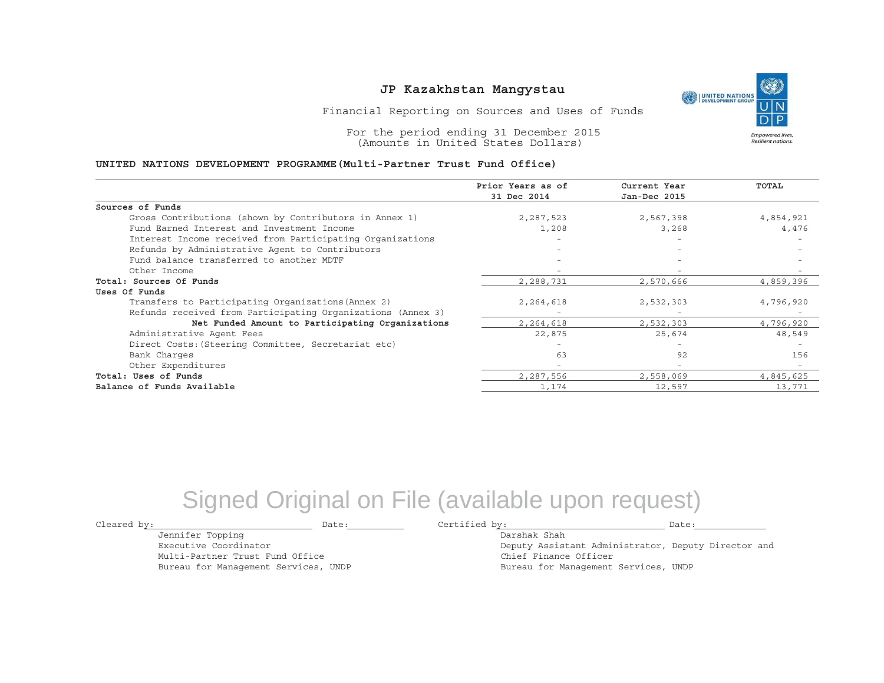# JP Kazakhstan Mangystau

Financial Reporting on Sources and Uses of Funds

For the period ending 31 December 2015
(Amounts in United States Dollars)

**UNITED NATIONS DEVELOPMENT PROGRAMME(Multi-Partner Trust Fund Office)**

| | Prior Years as of 31 Dec 2014 | Current Year Jan-Dec 2015 | TOTAL |
|---|---|---|---|
| **Sources of Funds** | | | |
| Gross Contributions (shown by Contributors in Annex 1) | 2,287,523 | 2,567,398 | 4,854,921 |
| Fund Earned Interest and Investment Income | 1,208 | 3,268 | 4,476 |
| Interest Income received from Participating Organizations | - | - | - |
| Refunds by Administrative Agent to Contributors | - | - | - |
| Fund balance transferred to another MDTF | - | - | - |
| Other Income | - | - | - |
| **Total: Sources Of Funds** | 2,288,731 | 2,570,666 | 4,859,396 |
| **Uses Of Funds** | | | |
| Transfers to Participating Organizations(Annex 2) | 2,264,618 | 2,532,303 | 4,796,920 |
| Refunds received from Participating Organizations (Annex 3) | - | - | - |
| **Net Funded Amount to Participating Organizations** | 2,264,618 | 2,532,303 | 4,796,920 |
| Administrative Agent Fees | 22,875 | 25,674 | 48,549 |
| Direct Costs:(Steering Committee, Secretariat etc) | - | - | - |
| Bank Charges | 63 | 92 | 156 |
| Other Expenditures | - | - | - |
| **Total: Uses of Funds** | 2,287,556 | 2,558,069 | 4,845,625 |
| **Balance of Funds Available** | 1,174 | 12,597 | 13,771 |

Signed Original on File (available upon request)

Cleared by: \_\_\_\_\_\_\_\_\_\_\_\_\_\_\_\_\_\_\_\_ Date: \_\_\_\_\_\_\_\_

Jennifer Topping
Executive Coordinator
Multi-Partner Trust Fund Office
Bureau for Management Services, UNDP

Certified by: \_\_\_\_\_\_\_\_\_\_\_\_\_\_\_\_\_\_\_\_ Date: \_\_\_\_\_\_\_\_

Darshak Shah
Deputy Assistant Administrator, Deputy Director and
Chief Finance Officer
Bureau for Management Services, UNDP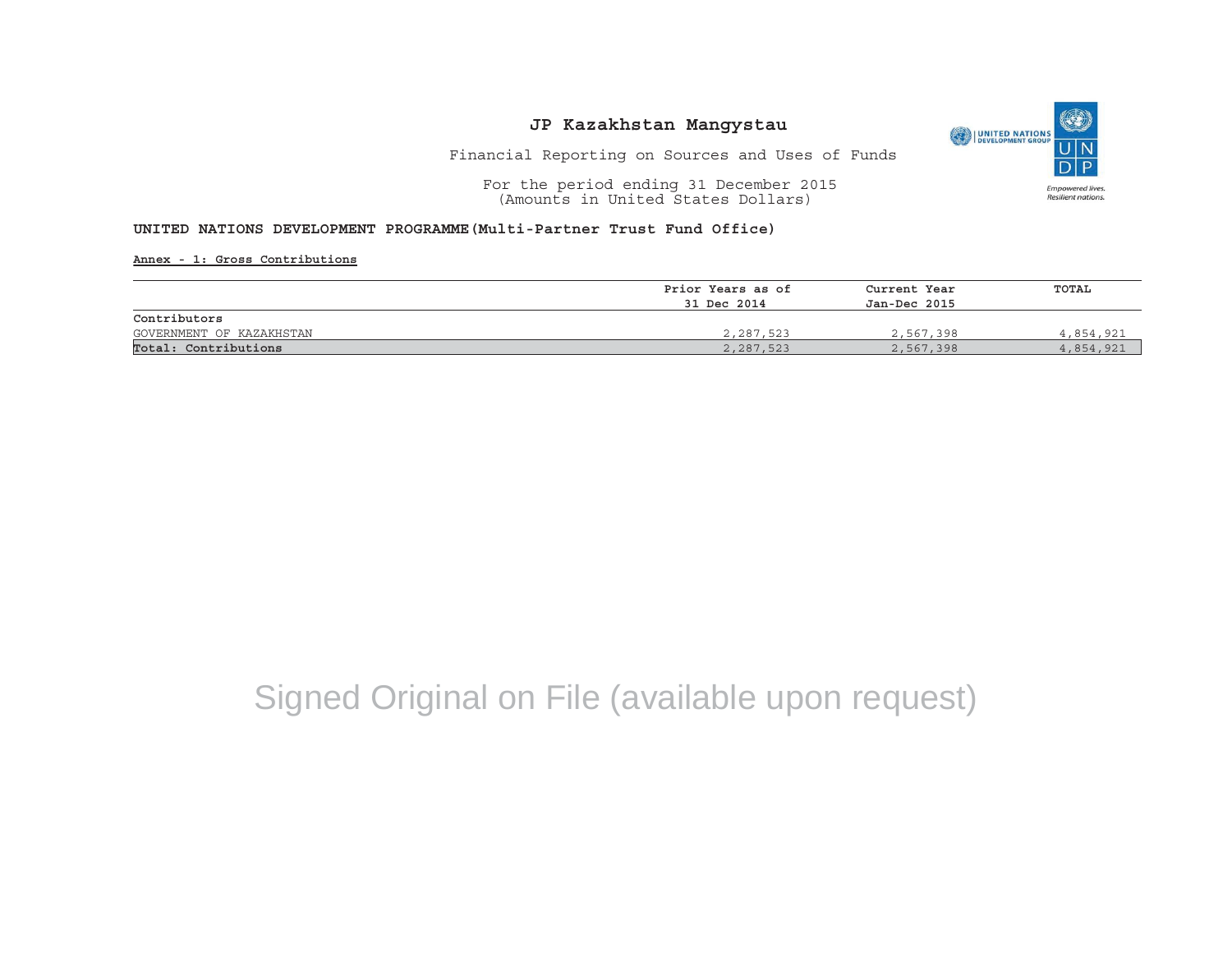# JP Kazakhstan Mangystau

Financial Reporting on Sources and Uses of Funds

For the period ending 31 December 2015
(Amounts in United States Dollars)

**UNITED NATIONS DEVELOPMENT PROGRAMME(Multi-Partner Trust Fund Office)**

**Annex - 1: Gross Contributions**

| | Prior Years as of 31 Dec 2014 | Current Year Jan-Dec 2015 | TOTAL |
|---|---|---|---|
| **Contributors** | | | |
| GOVERNMENT OF KAZAKHSTAN | 2,287,523 | 2,567,398 | 4,854,921 |
| **Total: Contributions** | 2,287,523 | 2,567,398 | 4,854,921 |

Signed Original on File (available upon request)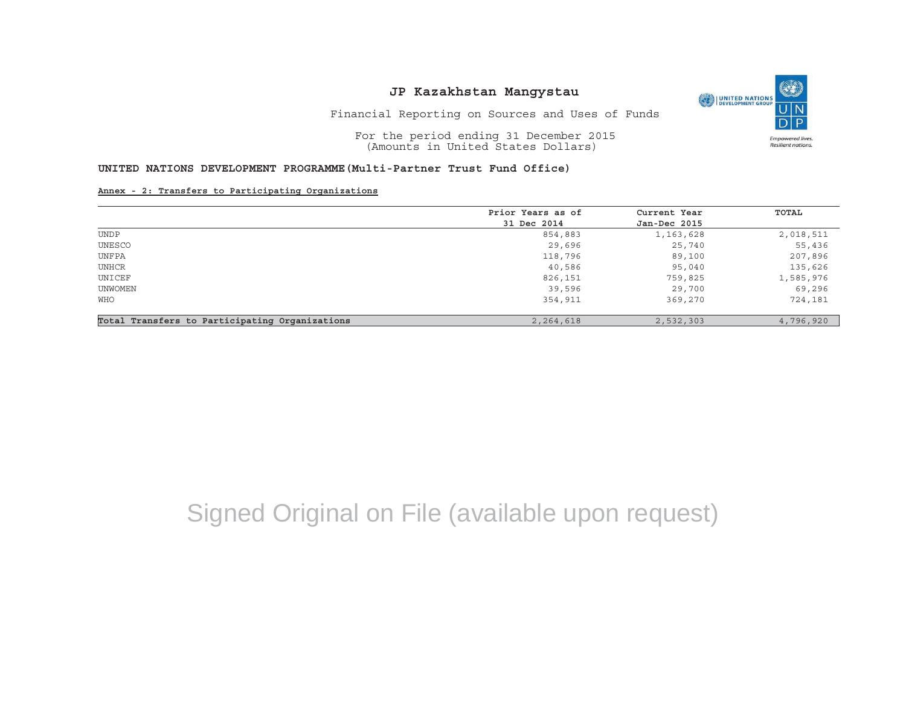# JP Kazakhstan Mangystau

Financial Reporting on Sources and Uses of Funds

For the period ending 31 December 2015
(Amounts in United States Dollars)

**UNITED NATIONS DEVELOPMENT PROGRAMME(Multi-Partner Trust Fund Office)**

**Annex - 2: Transfers to Participating Organizations**

| | Prior Years as of 31 Dec 2014 | Current Year Jan-Dec 2015 | TOTAL |
|---|---|---|---|
| UNDP | 854,883 | 1,163,628 | 2,018,511 |
| UNESCO | 29,696 | 25,740 | 55,436 |
| UNFPA | 118,796 | 89,100 | 207,896 |
| UNHCR | 40,586 | 95,040 | 135,626 |
| UNICEF | 826,151 | 759,825 | 1,585,976 |
| UNWOMEN | 39,596 | 29,700 | 69,296 |
| WHO | 354,911 | 369,270 | 724,181 |
| **Total Transfers to Participating Organizations** | 2,264,618 | 2,532,303 | 4,796,920 |

Signed Original on File (available upon request)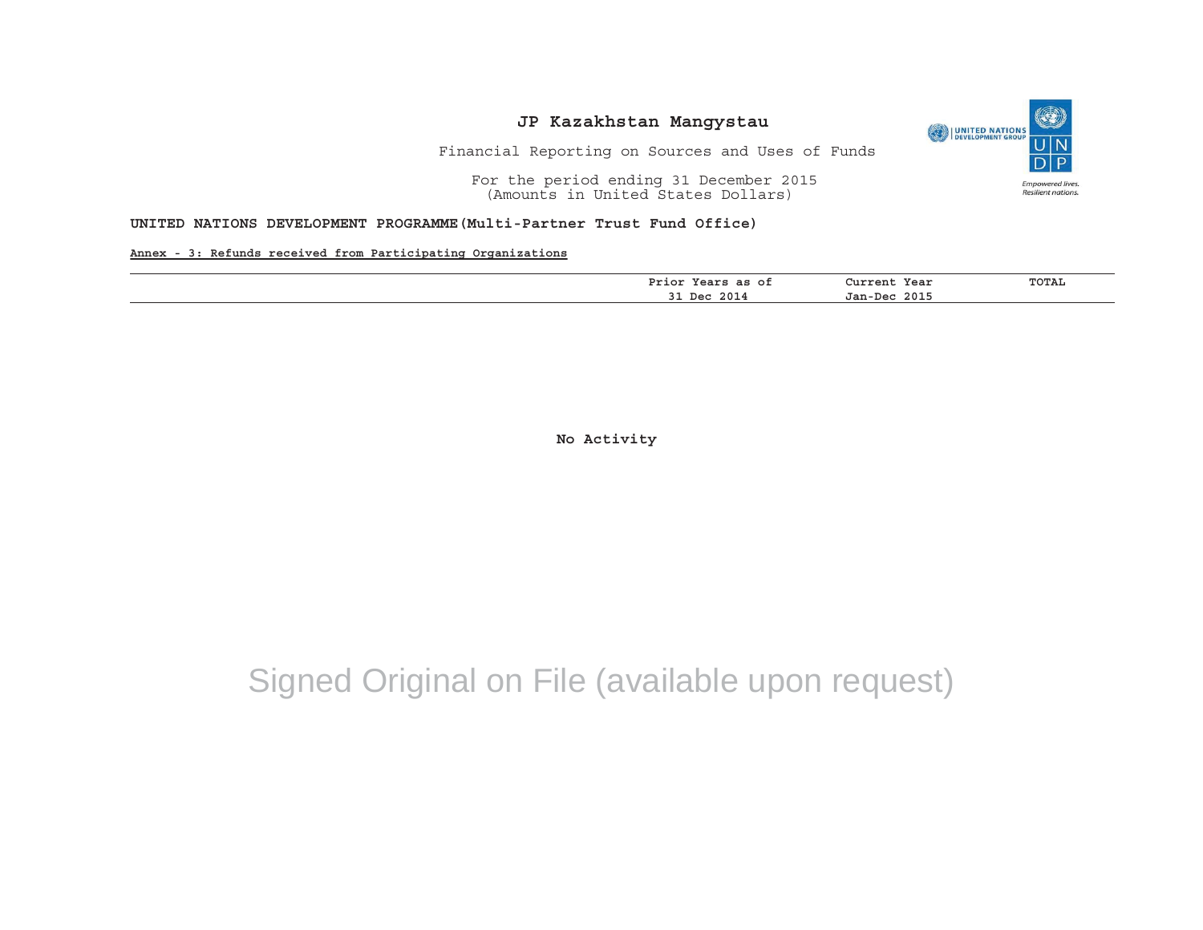# JP Kazakhstan Mangystau

Financial Reporting on Sources and Uses of Funds

For the period ending 31 December 2015
(Amounts in United States Dollars)

**UNITED NATIONS DEVELOPMENT PROGRAMME(Multi-Partner Trust Fund Office)**

**Annex - 3: Refunds received from Participating Organizations**

| | Prior Years as of 31 Dec 2014 | Current Year Jan-Dec 2015 | TOTAL |
| --- | --- | --- | --- |

**No Activity**

Signed Original on File (available upon request)